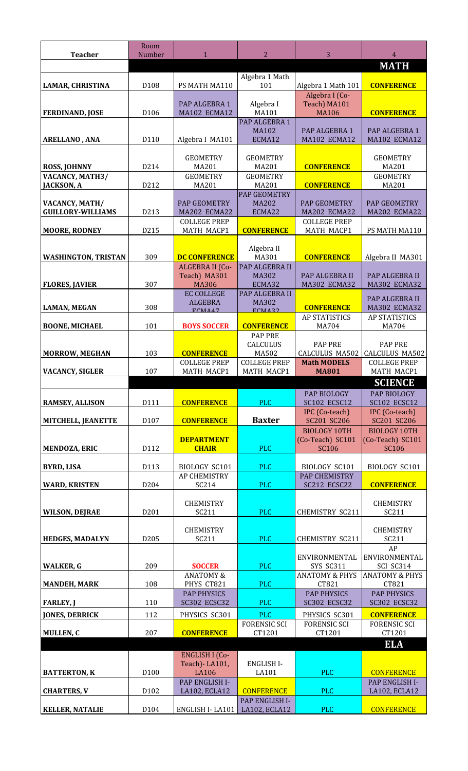| Teacher | Room Number | 1 | 2 | 3 | 4 |
|---|---|---|---|---|---|
| | | | | | **MATH** |
| **LAMAR, CHRISTINA** | D108 | PS MATH MA110 | Algebra 1 Math 101 | Algebra 1 Math 101 | **CONFERENCE** |
| **FERDINAND, JOSE** | D106 | PAP ALGEBRA 1 MA102 ECMA12 | Algebra I MA101 | Algebra I (Co-Teach) MA101 MA106 | **CONFERENCE** |
| **ARELLANO , ANA** | D110 | Algebra I MA101 | PAP ALGEBRA 1 MA102 ECMA12 | PAP ALGEBRA 1 MA102 ECMA12 | PAP ALGEBRA 1 MA102 ECMA12 |
| **ROSS, JOHNNY** | D214 | GEOMETRY MA201 | GEOMETRY MA201 | **CONFERENCE** | GEOMETRY MA201 |
| **VACANCY, MATH3/ JACKSON, A** | D212 | GEOMETRY MA201 | GEOMETRY MA201 | **CONFERENCE** | GEOMETRY MA201 |
| **VACANCY, MATH/ GUILLORY-WILLIAMS** | D213 | PAP GEOMETRY MA202 ECMA22 | PAP GEOMETRY MA202 ECMA22 | PAP GEOMETRY MA202 ECMA22 | PAP GEOMETRY MA202 ECMA22 |
| **MOORE, RODNEY** | D215 | COLLEGE PREP MATH MACP1 | **CONFERENCE** | COLLEGE PREP MATH MACP1 | PS MATH MA110 |
| **WASHINGTON, TRISTAN** | 309 | **DC CONFERENCE** | Algebra II MA301 | **CONFERENCE** | Algebra II MA301 |
| **FLORES, JAVIER** | 307 | ALGEBRA II (Co-Teach) MA301 MA306 | PAP ALGEBRA II MA302 ECMA32 | PAP ALGEBRA II MA302 ECMA32 | PAP ALGEBRA II MA302 ECMA32 |
| **LAMAN, MEGAN** | 308 | EC COLLEGE ALGEBRA ECMA47 | PAP ALGEBRA II MA302 ECMA32 | **CONFERENCE** | PAP ALGEBRA II MA302 ECMA32 |
| **BOONE, MICHAEL** | 101 | **BOYS SOCCER** | **CONFERENCE** | AP STATISTICS MA704 | AP STATISTICS MA704 |
| **MORROW, MEGHAN** | 103 | **CONFERENCE** | PAP PRE CALCULUS MA502 | PAP PRE CALCULUS MA502 | PAP PRE CALCULUS MA502 |
| **VACANCY, SIGLER** | 107 | COLLEGE PREP MATH MACP1 | COLLEGE PREP MATH MACP1 | **Math MODELS MA801** | COLLEGE PREP MATH MACP1 |
| | | | | | **SCIENCE** |
| **RAMSEY, ALLISON** | D111 | **CONFERENCE** | PLC | PAP BIOLOGY SC102 ECSC12 | PAP BIOLOGY SC102 ECSC12 |
| **MITCHELL, JEANETTE** | D107 | **CONFERENCE** | **Baxter** | IPC (Co-teach) SC201 SC206 | IPC (Co-teach) SC201 SC206 |
| **MENDOZA, ERIC** | D112 | **DEPARTMENT CHAIR** | PLC | BIOLOGY 10TH (Co-Teach) SC101 SC106 | BIOLOGY 10TH (Co-Teach) SC101 SC106 |
| **BYRD, LISA** | D113 | BIOLOGY SC101 | PLC | BIOLOGY SC101 | BIOLOGY SC101 |
| **WARD, KRISTEN** | D204 | AP CHEMISTRY SC214 | PLC | PAP CHEMISTRY SC212 ECSC22 | **CONFERENCE** |
| **WILSON, DEJRAE** | D201 | CHEMISTRY SC211 | PLC | CHEMISTRY SC211 | CHEMISTRY SC211 |
| **HEDGES, MADALYN** | D205 | CHEMISTRY SC211 | PLC | CHEMISTRY SC211 | CHEMISTRY SC211 |
| **WALKER, G** | 209 | **SOCCER** | PLC | ENVIRONMENTAL SYS SC311 | AP ENVIRONMENTAL SCI SC314 |
| **MANDEH, MARK** | 108 | ANATOMY & PHYS CT821 | PLC | ANATOMY & PHYS CT821 | ANATOMY & PHYS CT821 |
| **FARLEY, J** | 110 | PAP PHYSICS SC302 ECSC32 | PLC | PAP PHYSICS SC302 ECSC32 | PAP PHYSICS SC302 ECSC32 |
| **JONES, DERRICK** | 112 | PHYSICS SC301 | PLC | PHYSICS SC301 | **CONFERENCE** |
| **MULLEN, C** | 207 | **CONFERENCE** | FORENSIC SCI CT1201 | FORENSIC SCI CT1201 | FORENSIC SCI CT1201 |
| | | | | | **ELA** |
| **BATTERTON, K** | D100 | ENGLISH I (Co-Teach)- LA101, LA106 | ENGLISH I- LA101 | PLC | **CONFERENCE** |
| **CHARTERS, V** | D102 | PAP ENGLISH I- LA102, ECLA12 | **CONFERENCE** | PLC | PAP ENGLISH I- LA102, ECLA12 |
| **KELLER, NATALIE** | D104 | ENGLISH I- LA101 | PAP ENGLISH I- LA102, ECLA12 | PLC | **CONFERENCE** |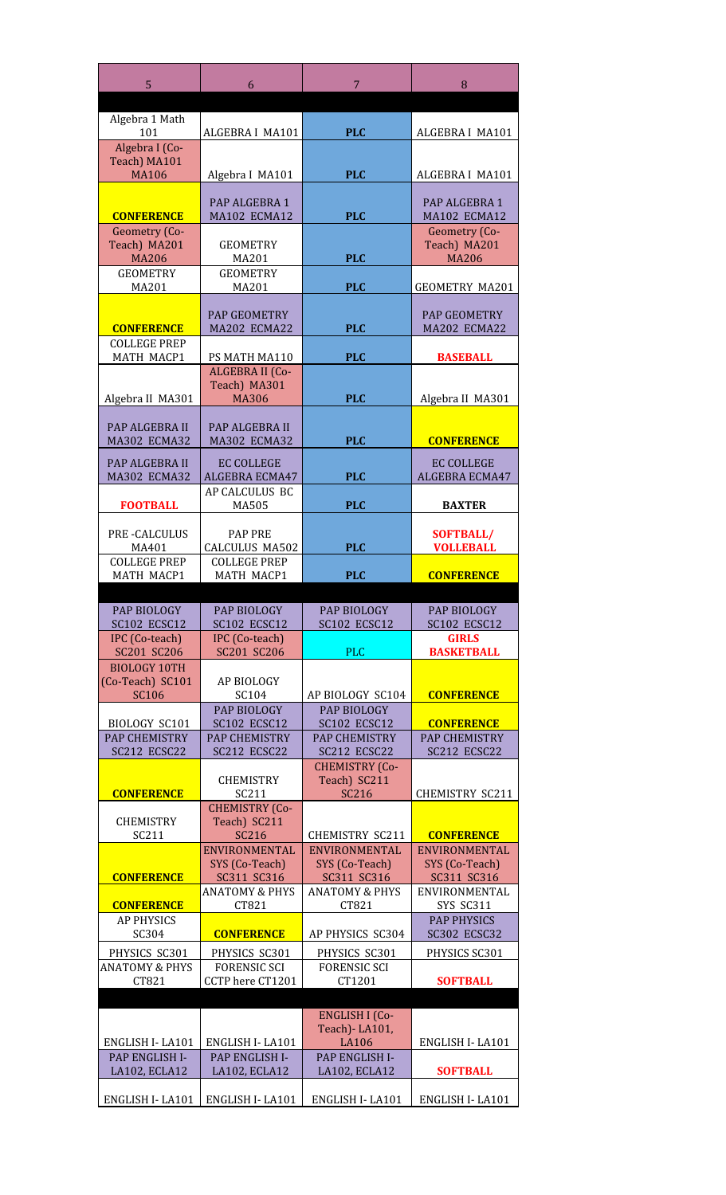| 5 | 6 | 7 | 8 |
|---|---|---|---|
| | | | |
| Algebra 1 Math 101 | ALGEBRA I MA101 | **PLC** | ALGEBRA I MA101 |
| Algebra I (Co-Teach) MA101 MA106 | Algebra I MA101 | **PLC** | ALGEBRA I MA101 |
| **CONFERENCE** | PAP ALGEBRA 1 MA102 ECMA12 | **PLC** | PAP ALGEBRA 1 MA102 ECMA12 |
| Geometry (Co-Teach) MA201 MA206 | GEOMETRY MA201 | **PLC** | Geometry (Co-Teach) MA201 MA206 |
| GEOMETRY MA201 | GEOMETRY MA201 | **PLC** | GEOMETRY MA201 |
| **CONFERENCE** | PAP GEOMETRY MA202 ECMA22 | **PLC** | PAP GEOMETRY MA202 ECMA22 |
| COLLEGE PREP MATH MACP1 | PS MATH MA110 | **PLC** | **BASEBALL** |
| Algebra II MA301 | ALGEBRA II (Co-Teach) MA301 MA306 | **PLC** | Algebra II MA301 |
| PAP ALGEBRA II MA302 ECMA32 | PAP ALGEBRA II MA302 ECMA32 | **PLC** | **CONFERENCE** |
| PAP ALGEBRA II MA302 ECMA32 | EC COLLEGE ALGEBRA ECMA47 | **PLC** | EC COLLEGE ALGEBRA ECMA47 |
| **FOOTBALL** | AP CALCULUS BC MA505 | **PLC** | **BAXTER** |
| PRE -CALCULUS MA401 | PAP PRE CALCULUS MA502 | **PLC** | **SOFTBALL/ VOLLEBALL** |
| COLLEGE PREP MATH MACP1 | COLLEGE PREP MATH MACP1 | **PLC** | **CONFERENCE** |
| | | | |
| PAP BIOLOGY SC102 ECSC12 | PAP BIOLOGY SC102 ECSC12 | PAP BIOLOGY SC102 ECSC12 | PAP BIOLOGY SC102 ECSC12 |
| IPC (Co-teach) SC201 SC206 | IPC (Co-teach) SC201 SC206 | PLC | **GIRLS BASKETBALL** |
| BIOLOGY 10TH (Co-Teach) SC101 SC106 | AP BIOLOGY SC104 | AP BIOLOGY SC104 | **CONFERENCE** |
| BIOLOGY SC101 | PAP BIOLOGY SC102 ECSC12 | PAP BIOLOGY SC102 ECSC12 | **CONFERENCE** |
| PAP CHEMISTRY SC212 ECSC22 | PAP CHEMISTRY SC212 ECSC22 | PAP CHEMISTRY SC212 ECSC22 | PAP CHEMISTRY SC212 ECSC22 |
| **CONFERENCE** | CHEMISTRY SC211 | CHEMISTRY (Co-Teach) SC211 SC216 | CHEMISTRY SC211 |
| CHEMISTRY SC211 | CHEMISTRY (Co-Teach) SC211 SC216 | CHEMISTRY SC211 | **CONFERENCE** |
| **CONFERENCE** | ENVIRONMENTAL SYS (Co-Teach) SC311 SC316 | ENVIRONMENTAL SYS (Co-Teach) SC311 SC316 | ENVIRONMENTAL SYS (Co-Teach) SC311 SC316 |
| **CONFERENCE** | ANATOMY & PHYS CT821 | ANATOMY & PHYS CT821 | ENVIRONMENTAL SYS SC311 |
| AP PHYSICS SC304 | **CONFERENCE** | AP PHYSICS SC304 | PAP PHYSICS SC302 ECSC32 |
| PHYSICS SC301 | PHYSICS SC301 | PHYSICS SC301 | PHYSICS SC301 |
| ANATOMY & PHYS CT821 | FORENSIC SCI CCTP here CT1201 | FORENSIC SCI CT1201 | **SOFTBALL** |
| | | | |
| ENGLISH I- LA101 | ENGLISH I- LA101 | ENGLISH I (Co-Teach)- LA101, LA106 | ENGLISH I- LA101 |
| PAP ENGLISH I- LA102, ECLA12 | PAP ENGLISH I- LA102, ECLA12 | PAP ENGLISH I- LA102, ECLA12 | **SOFTBALL** |
| ENGLISH I- LA101 | ENGLISH I- LA101 | ENGLISH I- LA101 | ENGLISH I- LA101 |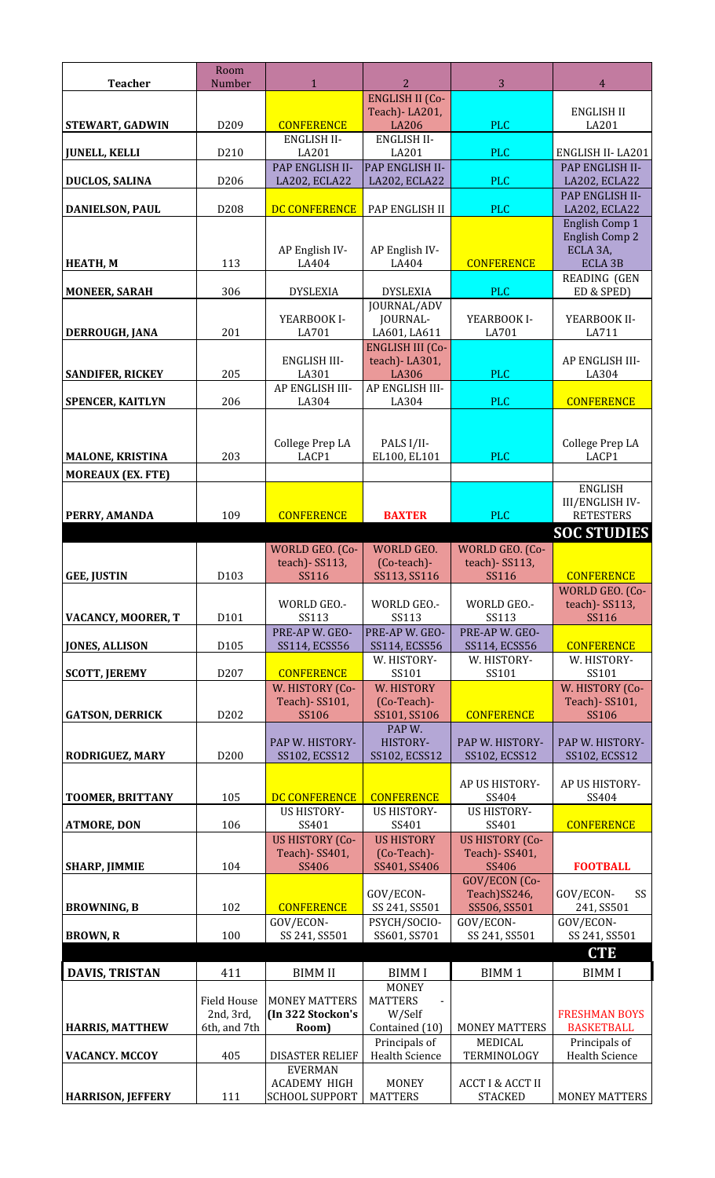| Teacher | Room Number | 1 | 2 | 3 | 4 |
|---|---|---|---|---|---|
| STEWART, GADWIN | D209 | CONFERENCE | ENGLISH II (Co-Teach)- LA201, LA206 | PLC | ENGLISH II LA201 |
| JUNELL, KELLI | D210 | ENGLISH II-LA201 | ENGLISH II-LA201 | PLC | ENGLISH II- LA201 |
| DUCLOS, SALINA | D206 | PAP ENGLISH II-LA202, ECLA22 | PAP ENGLISH II-LA202, ECLA22 | PLC | PAP ENGLISH II-LA202, ECLA22 |
| DANIELSON, PAUL | D208 | DC CONFERENCE | PAP ENGLISH II | PLC | PAP ENGLISH II-LA202, ECLA22 |
| HEATH, M | 113 | AP English IV-LA404 | AP English IV-LA404 | CONFERENCE | English Comp 1 English Comp 2 ECLA 3A, ECLA 3B |
| MONEER, SARAH | 306 | DYSLEXIA | DYSLEXIA | PLC | READING (GEN ED & SPED) |
| DERROUGH, JANA | 201 | YEARBOOK I-LA701 | JOURNAL/ADV JOURNAL-LA601, LA611 | YEARBOOK I-LA701 | YEARBOOK II-LA711 |
| SANDIFER, RICKEY | 205 | ENGLISH III-LA301 | ENGLISH III (Co-teach)- LA301, LA306 | PLC | AP ENGLISH III-LA304 |
| SPENCER, KAITLYN | 206 | AP ENGLISH III-LA304 | AP ENGLISH III-LA304 | PLC | CONFERENCE |
| MALONE, KRISTINA | 203 | College Prep LA LACP1 | PALS I/II-EL100, EL101 | PLC | College Prep LA LACP1 |
| MOREAUX (EX. FTE) | | | | | |
| PERRY, AMANDA | 109 | CONFERENCE | BAXTER | PLC | ENGLISH III/ENGLISH IV-RETESTERS |
| | | | | | **SOC STUDIES** |
| GEE, JUSTIN | D103 | WORLD GEO. (Co-teach)- SS113, SS116 | WORLD GEO. (Co-teach)- SS113, SS116 | WORLD GEO. (Co-teach)- SS113, SS116 | CONFERENCE |
| VACANCY, MOORER, T | D101 | WORLD GEO.-SS113 | WORLD GEO.-SS113 | WORLD GEO.-SS113 | WORLD GEO. (Co-teach)- SS113, SS116 |
| JONES, ALLISON | D105 | PRE-AP W. GEO-SS114, ECSS56 | PRE-AP W. GEO-SS114, ECSS56 | PRE-AP W. GEO-SS114, ECSS56 | CONFERENCE |
| SCOTT, JEREMY | D207 | CONFERENCE | W. HISTORY-SS101 | W. HISTORY-SS101 | W. HISTORY-SS101 |
| GATSON, DERRICK | D202 | W. HISTORY (Co-Teach)- SS101, SS106 | W. HISTORY (Co-Teach)- SS101, SS106 | CONFERENCE | W. HISTORY (Co-Teach)- SS101, SS106 |
| RODRIGUEZ, MARY | D200 | PAP W. HISTORY-SS102, ECSS12 | PAP W. HISTORY-SS102, ECSS12 | PAP W. HISTORY-SS102, ECSS12 | PAP W. HISTORY-SS102, ECSS12 |
| TOOMER, BRITTANY | 105 | DC CONFERENCE | CONFERENCE | AP US HISTORY-SS404 | AP US HISTORY-SS404 |
| ATMORE, DON | 106 | US HISTORY-SS401 | US HISTORY-SS401 | US HISTORY-SS401 | CONFERENCE |
| SHARP, JIMMIE | 104 | US HISTORY (Co-Teach)- SS401, SS406 | US HISTORY (Co-Teach)- SS401, SS406 | US HISTORY (Co-Teach)- SS401, SS406 | FOOTBALL |
| BROWNING, B | 102 | CONFERENCE | GOV/ECON-SS 241, SS501 | GOV/ECON (Co-Teach)SS246, SS506, SS501 | GOV/ECON- SS 241, SS501 |
| BROWN, R | 100 | GOV/ECON-SS 241, SS501 | PSYCH/SOCIO-SS601, SS701 | GOV/ECON-SS 241, SS501 | GOV/ECON-SS 241, SS501 |
| | | | | | **CTE** |
| DAVIS, TRISTAN | 411 | BIMM II | BIMM I | BIMM 1 | BIMM I |
| HARRIS, MATTHEW | Field House 2nd, 3rd, 6th, and 7th | MONEY MATTERS (In 322 Stockon's Room) | MONEY MATTERS - W/Self Contained (10) | MONEY MATTERS | FRESHMAN BOYS BASKETBALL |
| VACANCY. MCCOY | 405 | DISASTER RELIEF | Principals of Health Science | MEDICAL TERMINOLOGY | Principals of Health Science |
| HARRISON, JEFFERY | 111 | EVERMAN ACADEMY HIGH SCHOOL SUPPORT | MONEY MATTERS | ACCT I & ACCT II STACKED | MONEY MATTERS |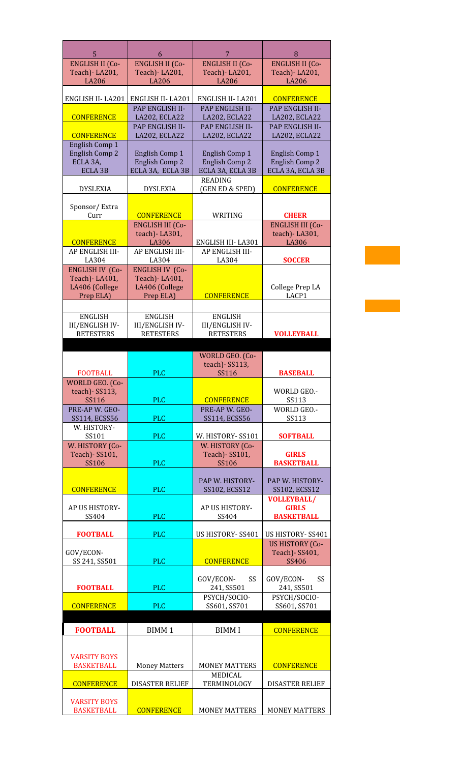| 5 | 6 | 7 | 8 |
|---|---|---|---|
| ENGLISH II (Co-Teach)- LA201, LA206 | ENGLISH II (Co-Teach)- LA201, LA206 | ENGLISH II (Co-Teach)- LA201, LA206 | ENGLISH II (Co-Teach)- LA201, LA206 |
| ENGLISH II- LA201 | ENGLISH II- LA201 | ENGLISH II- LA201 | CONFERENCE |
| CONFERENCE | PAP ENGLISH II- LA202, ECLA22 | PAP ENGLISH II- LA202, ECLA22 | PAP ENGLISH II- LA202, ECLA22 |
| CONFERENCE | PAP ENGLISH II- LA202, ECLA22 | PAP ENGLISH II- LA202, ECLA22 | PAP ENGLISH II- LA202, ECLA22 |
| English Comp 1 English Comp 2 ECLA 3A, ECLA 3B | English Comp 1 English Comp 2 ECLA 3A, ECLA 3B | English Comp 1 English Comp 2 ECLA 3A, ECLA 3B | English Comp 1 English Comp 2 ECLA 3A, ECLA 3B |
| DYSLEXIA | DYSLEXIA | READING (GEN ED & SPED) | CONFERENCE |
| Sponsor/ Extra Curr | CONFERENCE | WRITING | **CHEER** |
| CONFERENCE | ENGLISH III (Co-teach)- LA301, LA306 | ENGLISH III- LA301 | ENGLISH III (Co-teach)- LA301, LA306 |
| AP ENGLISH III- LA304 | AP ENGLISH III- LA304 | AP ENGLISH III- LA304 | **SOCCER** |
| ENGLISH IV (Co-Teach)- LA401, LA406 (College Prep ELA) | ENGLISH IV (Co-Teach)- LA401, LA406 (College Prep ELA) | CONFERENCE | College Prep LA LACP1 |
| | | | |
| ENGLISH III/ENGLISH IV- RETESTERS | ENGLISH III/ENGLISH IV- RETESTERS | ENGLISH III/ENGLISH IV- RETESTERS | **VOLLEYBALL** |
| | | | |
| FOOTBALL | PLC | WORLD GEO. (Co-teach)- SS113, SS116 | **BASEBALL** |
| WORLD GEO. (Co-teach)- SS113, SS116 | PLC | CONFERENCE | WORLD GEO.- SS113 |
| PRE-AP W. GEO- SS114, ECSS56 | PLC | PRE-AP W. GEO- SS114, ECSS56 | WORLD GEO.- SS113 |
| W. HISTORY- SS101 | PLC | W. HISTORY- SS101 | **SOFTBALL** |
| W. HISTORY (Co-Teach)- SS101, SS106 | PLC | W. HISTORY (Co-Teach)- SS101, SS106 | **GIRLS BASKETBALL** |
| CONFERENCE | PLC | PAP W. HISTORY- SS102, ECSS12 | PAP W. HISTORY- SS102, ECSS12 |
| AP US HISTORY- SS404 | PLC | AP US HISTORY- SS404 | **VOLLEYBALL/ GIRLS BASKETBALL** |
| **FOOTBALL** | PLC | US HISTORY- SS401 | US HISTORY- SS401 |
| GOV/ECON- SS 241, SS501 | PLC | CONFERENCE | US HISTORY (Co-Teach)- SS401, SS406 |
| **FOOTBALL** | PLC | GOV/ECON- SS 241, SS501 | GOV/ECON- SS 241, SS501 |
| CONFERENCE | PLC | PSYCH/SOCIO- SS601, SS701 | PSYCH/SOCIO- SS601, SS701 |
| | | | |
| **FOOTBALL** | BIMM 1 | BIMM I | CONFERENCE |
| VARSITY BOYS BASKETBALL | Money Matters | MONEY MATTERS | CONFERENCE |
| CONFERENCE | DISASTER RELIEF | MEDICAL TERMINOLOGY | DISASTER RELIEF |
| VARSITY BOYS BASKETBALL | CONFERENCE | MONEY MATTERS | MONEY MATTERS |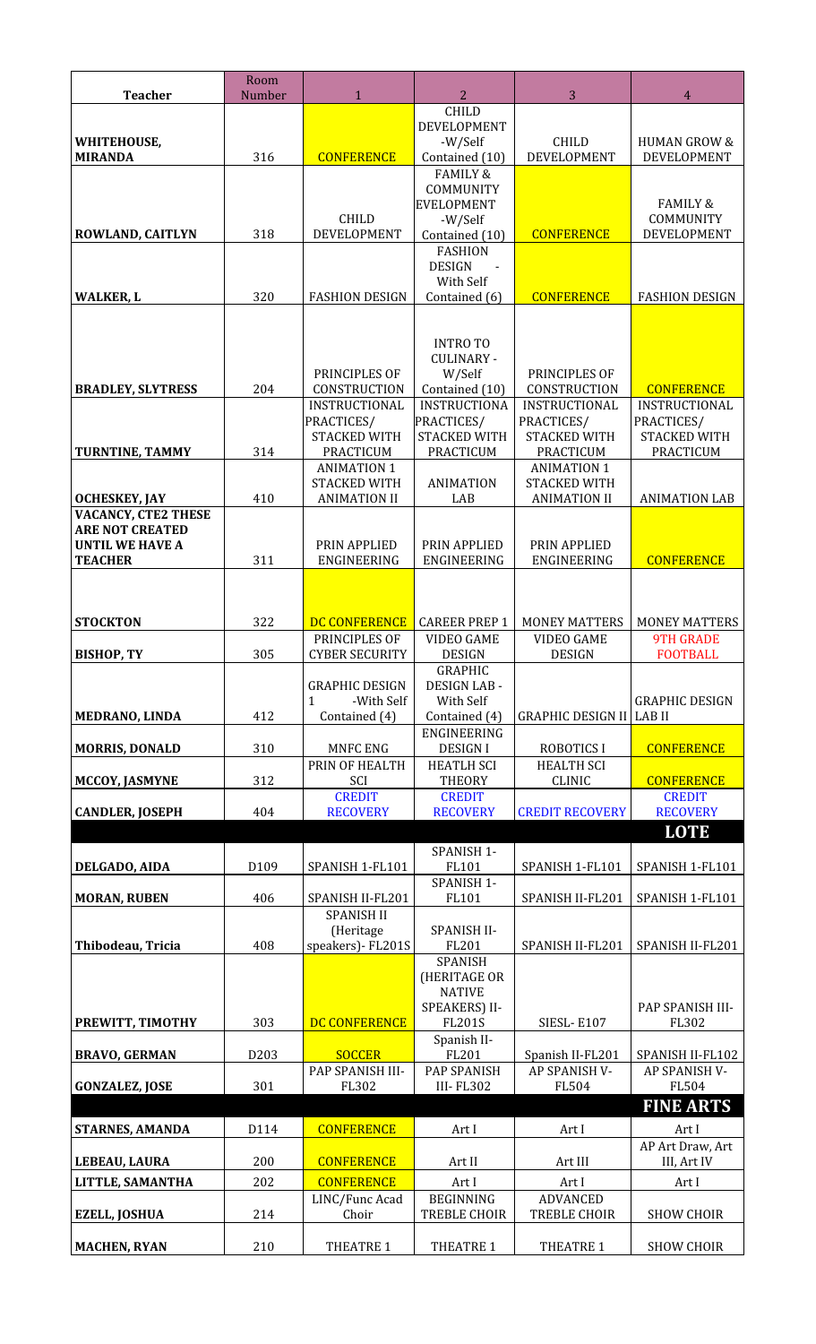| Teacher | Room Number | 1 | 2 | 3 | 4 |
|---|---|---|---|---|---|
| WHITEHOUSE, MIRANDA | 316 | CONFERENCE | CHILD DEVELOPMENT -W/Self Contained (10) | CHILD DEVELOPMENT | HUMAN GROW & DEVELOPMENT |
| ROWLAND, CAITLYN | 318 | CHILD DEVELOPMENT | FAMILY & COMMUNITY EVELOPMENT -W/Self Contained (10) | CONFERENCE | FAMILY & COMMUNITY DEVELOPMENT |
| WALKER, L | 320 | FASHION DESIGN | FASHION DESIGN - With Self Contained (6) | CONFERENCE | FASHION DESIGN |
| BRADLEY, SLYTRESS | 204 | PRINCIPLES OF CONSTRUCTION | INTRO TO CULINARY - W/Self Contained (10) | PRINCIPLES OF CONSTRUCTION | CONFERENCE |
| TURNTINE, TAMMY | 314 | INSTRUCTIONAL PRACTICES/ STACKED WITH PRACTICUM | INSTRUCTIONA PRACTICES/ STACKED WITH PRACTICUM | INSTRUCTIONAL PRACTICES/ STACKED WITH PRACTICUM | INSTRUCTIONAL PRACTICES/ STACKED WITH PRACTICUM |
| OCHESKEY, JAY | 410 | ANIMATION 1 STACKED WITH ANIMATION II | ANIMATION LAB | ANIMATION 1 STACKED WITH ANIMATION II | ANIMATION LAB |
| VACANCY, CTE2 THESE ARE NOT CREATED UNTIL WE HAVE A TEACHER | 311 | PRIN APPLIED ENGINEERING | PRIN APPLIED ENGINEERING | PRIN APPLIED ENGINEERING | CONFERENCE |
| STOCKTON | 322 | DC CONFERENCE | CAREER PREP 1 | MONEY MATTERS | MONEY MATTERS |
| BISHOP, TY | 305 | PRINCIPLES OF CYBER SECURITY | VIDEO GAME DESIGN | VIDEO GAME DESIGN | 9TH GRADE FOOTBALL |
| MEDRANO, LINDA | 412 | GRAPHIC DESIGN 1 -With Self Contained (4) | GRAPHIC DESIGN LAB - With Self Contained (4) | GRAPHIC DESIGN II | GRAPHIC DESIGN LAB II |
| MORRIS, DONALD | 310 | MNFC ENG | ENGINEERING DESIGN I | ROBOTICS I | CONFERENCE |
| MCCOY, JASMYNE | 312 | PRIN OF HEALTH SCI | HEATLH SCI THEORY | HEALTH SCI CLINIC | CONFERENCE |
| CANDLER, JOSEPH | 404 | CREDIT RECOVERY | CREDIT RECOVERY | CREDIT RECOVERY | CREDIT RECOVERY |
| | | | | | **LOTE** |
| DELGADO, AIDA | D109 | SPANISH 1-FL101 | SPANISH 1-FL101 | SPANISH 1-FL101 | SPANISH 1-FL101 |
| MORAN, RUBEN | 406 | SPANISH II-FL201 | SPANISH 1-FL101 | SPANISH II-FL201 | SPANISH 1-FL101 |
| Thibodeau, Tricia | 408 | SPANISH II (Heritage speakers)- FL201S | SPANISH II-FL201 | SPANISH II-FL201 | SPANISH II-FL201 |
| PREWITT, TIMOTHY | 303 | DC CONFERENCE | SPANISH (HERITAGE OR NATIVE SPEAKERS) II-FL201S | SIESL- E107 | PAP SPANISH III-FL302 |
| BRAVO, GERMAN | D203 | SOCCER | Spanish II-FL201 | Spanish II-FL201 | SPANISH II-FL102 |
| GONZALEZ, JOSE | 301 | PAP SPANISH III-FL302 | PAP SPANISH III- FL302 | AP SPANISH V-FL504 | AP SPANISH V-FL504 |
| | | | | | **FINE ARTS** |
| STARNES, AMANDA | D114 | CONFERENCE | Art I | Art I | Art I |
| LEBEAU, LAURA | 200 | CONFERENCE | Art II | Art III | AP Art Draw, Art III, Art IV |
| LITTLE, SAMANTHA | 202 | CONFERENCE | Art I | Art I | Art I |
| EZELL, JOSHUA | 214 | LINC/Func Acad Choir | BEGINNING TREBLE CHOIR | ADVANCED TREBLE CHOIR | SHOW CHOIR |
| MACHEN, RYAN | 210 | THEATRE 1 | THEATRE 1 | THEATRE 1 | SHOW CHOIR |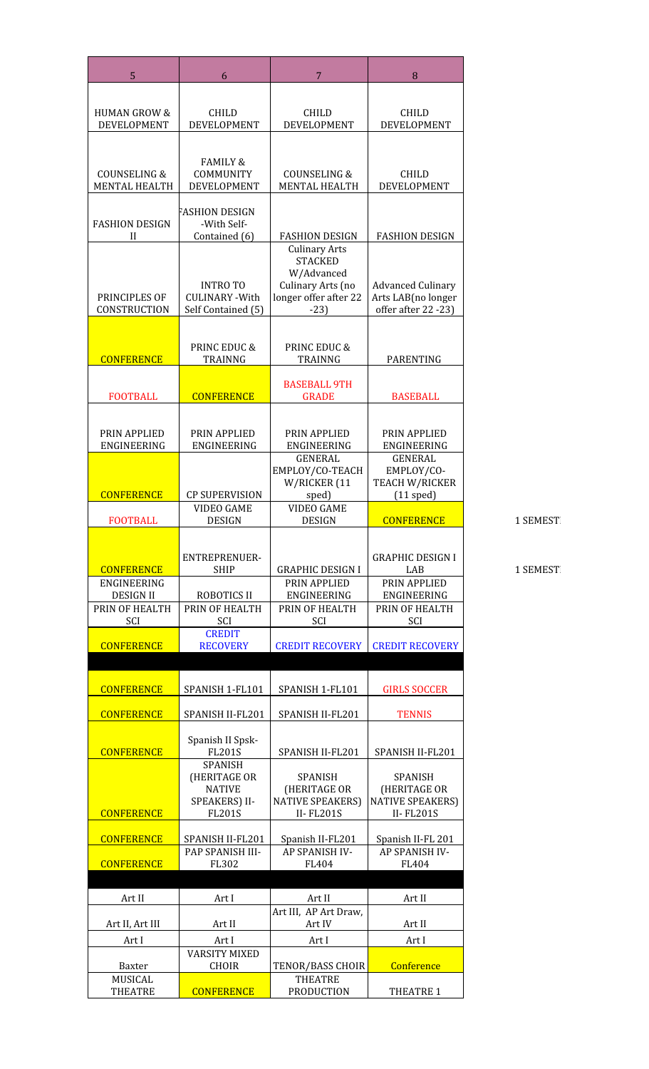| 5 | 6 | 7 | 8 | |
|---|---|---|---|---|
| HUMAN GROW & DEVELOPMENT | CHILD DEVELOPMENT | CHILD DEVELOPMENT | CHILD DEVELOPMENT | |
| COUNSELING & MENTAL HEALTH | FAMILY & COMMUNITY DEVELOPMENT | COUNSELING & MENTAL HEALTH | CHILD DEVELOPMENT | |
| FASHION DESIGN II | FASHION DESIGN -With Self-Contained (6) | FASHION DESIGN | FASHION DESIGN | |
| PRINCIPLES OF CONSTRUCTION | INTRO TO CULINARY -With Self Contained (5) | Culinary Arts STACKED W/Advanced Culinary Arts (no longer offer after 22 -23) | Advanced Culinary Arts LAB(no longer offer after 22 -23) | |
| CONFERENCE | PRINC EDUC & TRAINNG | PRINC EDUC & TRAINNG | PARENTING | |
| FOOTBALL | CONFERENCE | BASEBALL 9TH GRADE | BASEBALL | |
| PRIN APPLIED ENGINEERING | PRIN APPLIED ENGINEERING | PRIN APPLIED ENGINEERING | PRIN APPLIED ENGINEERING | |
| CONFERENCE | CP SUPERVISION | GENERAL EMPLOY/CO-TEACH W/RICKER (11 sped) | GENERAL EMPLOY/CO-TEACH W/RICKER (11 sped) | |
| FOOTBALL | VIDEO GAME DESIGN | VIDEO GAME DESIGN | CONFERENCE | 1 SEMEST |
| CONFERENCE | ENTREPRENUER-SHIP | GRAPHIC DESIGN I | GRAPHIC DESIGN I LAB | 1 SEMEST |
| ENGINEERING DESIGN II | ROBOTICS II | PRIN APPLIED ENGINEERING | PRIN APPLIED ENGINEERING | |
| PRIN OF HEALTH SCI | PRIN OF HEALTH SCI | PRIN OF HEALTH SCI | PRIN OF HEALTH SCI | |
| CONFERENCE | CREDIT RECOVERY | CREDIT RECOVERY | CREDIT RECOVERY | |
| | | | | |
| CONFERENCE | SPANISH 1-FL101 | SPANISH 1-FL101 | GIRLS SOCCER | |
| CONFERENCE | SPANISH II-FL201 | SPANISH II-FL201 | TENNIS | |
| CONFERENCE | Spanish II Spsk-FL201S | SPANISH II-FL201 | SPANISH II-FL201 | |
| CONFERENCE | SPANISH (HERITAGE OR NATIVE SPEAKERS) II-FL201S | SPANISH (HERITAGE OR NATIVE SPEAKERS) II- FL201S | SPANISH (HERITAGE OR NATIVE SPEAKERS) II- FL201S | |
| CONFERENCE | SPANISH II-FL201 | Spanish II-FL201 | Spanish II-FL 201 | |
| CONFERENCE | PAP SPANISH III-FL302 | AP SPANISH IV-FL404 | AP SPANISH IV-FL404 | |
| | | | | |
| Art II | Art I | Art II | Art II | |
| Art II, Art III | Art II | Art III, AP Art Draw, Art IV | Art II | |
| Art I | Art I | Art I | Art I | |
| Baxter | VARSITY MIXED CHOIR | TENOR/BASS CHOIR | Conference | |
| MUSICAL THEATRE | CONFERENCE | THEATRE PRODUCTION | THEATRE 1 | |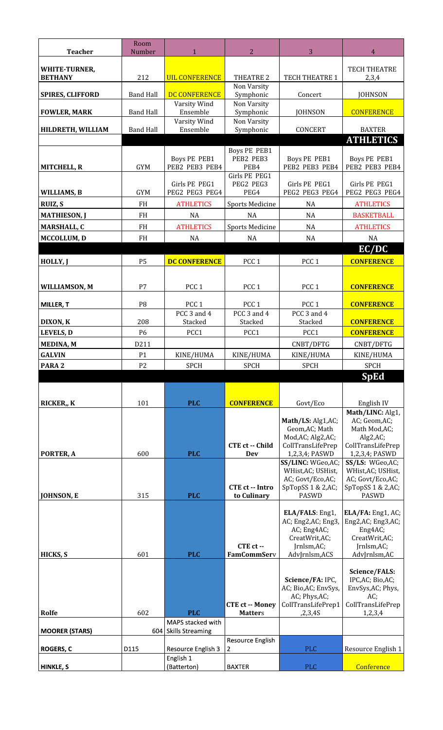| Teacher | Room Number | 1 | 2 | 3 | 4 |
|---|---|---|---|---|---|
| WHITE-TURNER, BETHANY | 212 | UIL CONFERENCE | THEATRE 2 | TECH THEATRE 1 | TECH THEATRE 2,3,4 |
| SPIRES, CLIFFORD | Band Hall | DC CONFERENCE | Non Varsity Symphonic | Concert | JOHNSON |
| FOWLER, MARK | Band Hall | Varsity Wind Ensemble | Non Varsity Symphonic | JOHNSON | CONFERENCE |
| HILDRETH, WILLIAM | Band Hall | Varsity Wind Ensemble | Non Varsity Symphonic | CONCERT | BAXTER |
| | | | | | **ATHLETICS** |
| MITCHELL, R | GYM | Boys PE PEB1 PEB2 PEB3 PEB4 | Boys PE PEB1 PEB2 PEB3 PEB4 | Boys PE PEB1 PEB2 PEB3 PEB4 | Boys PE PEB1 PEB2 PEB3 PEB4 |
| WILLIAMS, B | GYM | Girls PE PEG1 PEG2 PEG3 PEG4 | Girls PE PEG1 PEG2 PEG3 PEG4 | Girls PE PEG1 PEG2 PEG3 PEG4 | Girls PE PEG1 PEG2 PEG3 PEG4 |
| RUIZ, S | FH | ATHLETICS | Sports Medicine | NA | ATHLETICS |
| MATHIESON, J | FH | NA | NA | NA | BASKETBALL |
| MARSHALL, C | FH | ATHLETICS | Sports Medicine | NA | ATHLETICS |
| MCCOLLUM, D | FH | NA | NA | NA | NA |
| | | | | | **EC/DC** |
| HOLLY, J | P5 | **DC CONFERENCE** | PCC 1 | PCC 1 | **CONFERENCE** |
| WILLIAMSON, M | P7 | PCC 1 | PCC 1 | PCC 1 | **CONFERENCE** |
| MILLER, T | P8 | PCC 1 | PCC 1 | PCC 1 | **CONFERENCE** |
| DIXON, K | 208 | PCC 3 and 4 Stacked | PCC 3 and 4 Stacked | PCC 3 and 4 Stacked | **CONFERENCE** |
| LEVELS, D | P6 | PCC1 | PCC1 | PCC1 | **CONFERENCE** |
| MEDINA, M | D211 | | | CNBT/DFTG | CNBT/DFTG |
| GALVIN | P1 | KINE/HUMA | KINE/HUMA | KINE/HUMA | KINE/HUMA |
| PARA 2 | P2 | SPCH | SPCH | SPCH | SPCH |
| | | | | | **SpEd** |
| RICKER,, K | 101 | **PLC** | **CONFERENCE** | Govt/Eco | English IV |
| PORTER, A | 600 | **PLC** | **CTE ct -- Child Dev** | **Math/LS:** Alg1,AC; Geom,AC; Math Mod,AC; Alg2,AC; CollTransLifePrep 1,2,3,4; PASWD | **Math/LINC:** Alg1, AC; Geom,AC; Math Mod,AC; Alg2,AC; CollTransLifePrep 1,2,3,4; PASWD |
| JOHNSON, E | 315 | **PLC** | **CTE ct -- Intro to Culinary** | **SS/LINC:** WGeo,AC; WHist,AC; USHist, AC; Govt/Eco,AC; SpTopSS 1 & 2,AC; PASWD | **SS/LS:** WGeo,AC; WHist,AC; USHist, AC; Govt/Eco,AC; SpTopSS 1 & 2,AC; PASWD |
| HICKS, S | 601 | **PLC** | **CTE ct -- FamCommServ** | **ELA/FALS**: Eng1, AC; Eng2,AC; Eng3, AC; Eng4AC; CreatWrit,AC; Jrnlsm,AC; AdvJrnlsm,ACS | **ELA/FA:** Eng1, AC; Eng2,AC; Eng3,AC; Eng4AC; CreatWrit,AC; Jrnlsm,AC; AdvJrnlsm,AC |
| Rolfe | 602 | **PLC** | **CTE ct -- Money Matters** | **Science/FA:** IPC, AC; Bio,AC; EnvSys, AC; Phys,AC; CollTransLifePrep1 ,2,3,4S | **Science/FALS:** IPC,AC; Bio,AC; EnvSys,AC; Phys, AC; CollTransLifePrep 1,2,3,4 |
| MOORER (STARS) | 604 | MAPS stacked with Skills Streaming | | | |
| ROGERS, C | D115 | Resource English 3 | Resource English 2 | PLC | Resource English 1 |
| HINKLE, S | | English 1 (Batterton) | BAXTER | PLC | Conference |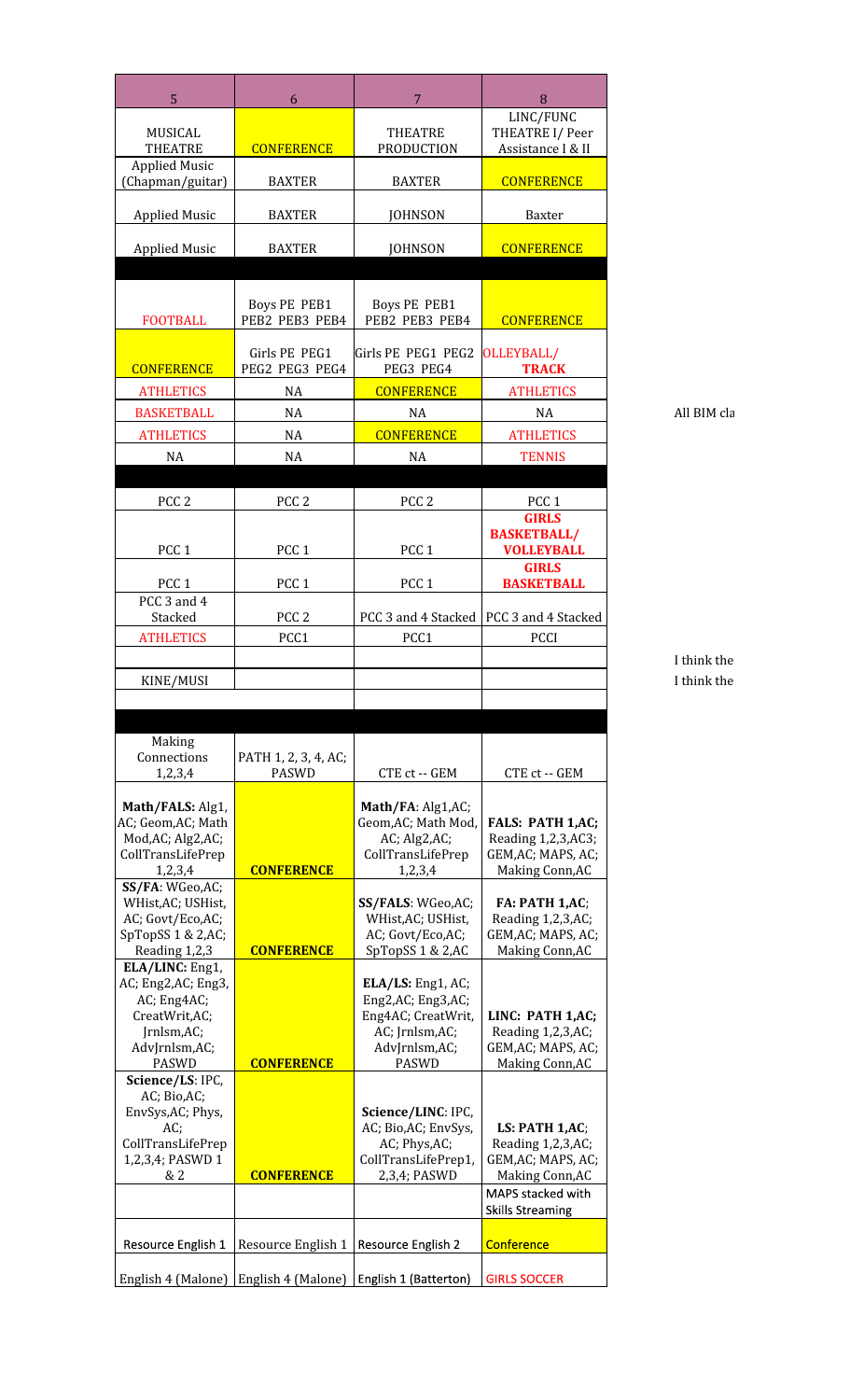| 5 | 6 | 7 | 8 |
|---|---|---|---|
| MUSICAL THEATRE | CONFERENCE | THEATRE PRODUCTION | LINC/FUNC THEATRE I/ Peer Assistance I & II |
| Applied Music (Chapman/guitar) | BAXTER | BAXTER | CONFERENCE |
| Applied Music | BAXTER | JOHNSON | Baxter |
| Applied Music | BAXTER | JOHNSON | CONFERENCE |
| | | | |
| FOOTBALL | Boys PE PEB1 PEB2 PEB3 PEB4 | Boys PE PEB1 PEB2 PEB3 PEB4 | CONFERENCE |
| CONFERENCE | Girls PE PEG1 PEG2 PEG3 PEG4 | Girls PE PEG1 PEG2 PEG3 PEG4 | OLLEYBALL/ TRACK |
| ATHLETICS | NA | CONFERENCE | ATHLETICS |
| BASKETBALL | NA | NA | NA |
| ATHLETICS | NA | CONFERENCE | ATHLETICS |
| NA | NA | NA | TENNIS |
| | | | |
| PCC 2 | PCC 2 | PCC 2 | PCC 1 |
| PCC 1 | PCC 1 | PCC 1 | GIRLS BASKETBALL/ VOLLEYBALL |
| PCC 1 | PCC 1 | PCC 1 | GIRLS BASKETBALL |
| PCC 3 and 4 Stacked | PCC 2 | PCC 3 and 4 Stacked | PCC 3 and 4 Stacked |
| ATHLETICS | PCC1 | PCC1 | PCCI |
| | | | |
| KINE/MUSI | | | |
| | | | |
| | | | |
| Making Connections 1,2,3,4 | PATH 1, 2, 3, 4, AC; PASWD | CTE ct -- GEM | CTE ct -- GEM |
| **Math/FALS:** Alg1, AC; Geom,AC; Math Mod,AC; Alg2,AC; CollTransLifePrep 1,2,3,4 | CONFERENCE | **Math/FA**: Alg1,AC; Geom,AC; Math Mod, AC; Alg2,AC; CollTransLifePrep 1,2,3,4 | **FALS: PATH 1,AC**; Reading 1,2,3,AC3; GEM,AC; MAPS, AC; Making Conn,AC |
| **SS/FA**: WGeo,AC; WHist,AC; USHist, AC; Govt/Eco,AC; SpTopSS 1 & 2,AC; Reading 1,2,3 | CONFERENCE | **SS/FALS**: WGeo,AC; WHist,AC; USHist, AC; Govt/Eco,AC; SpTopSS 1 & 2,AC | **FA: PATH 1,AC**; Reading 1,2,3,AC; GEM,AC; MAPS, AC; Making Conn,AC |
| **ELA/LINC:** Eng1, AC; Eng2,AC; Eng3, AC; Eng4AC; CreatWrit,AC; Jrnlsm,AC; AdvJrnlsm,AC; PASWD | CONFERENCE | **ELA/LS:** Eng1, AC; Eng2,AC; Eng3,AC; Eng4AC; CreatWrit, AC; Jrnlsm,AC; AdvJrnlsm,AC; PASWD | **LINC: PATH 1,AC**; Reading 1,2,3,AC; GEM,AC; MAPS, AC; Making Conn,AC |
| **Science/LS**: IPC, AC; Bio,AC; EnvSys,AC; Phys, AC; CollTransLifePrep 1,2,3,4; PASWD 1 & 2 | CONFERENCE | **Science/LINC**: IPC, AC; Bio,AC; EnvSys, AC; Phys,AC; CollTransLifePrep1, 2,3,4; PASWD | **LS: PATH 1,AC**; Reading 1,2,3,AC; GEM,AC; MAPS, AC; Making Conn,AC |
| | | | MAPS stacked with Skills Streaming |
| Resource English 1 | Resource English 1 | Resource English 2 | Conference |
| English 4 (Malone) | English 4 (Malone) | English 1 (Batterton) | GIRLS SOCCER |

All BIM cla

I think the

I think the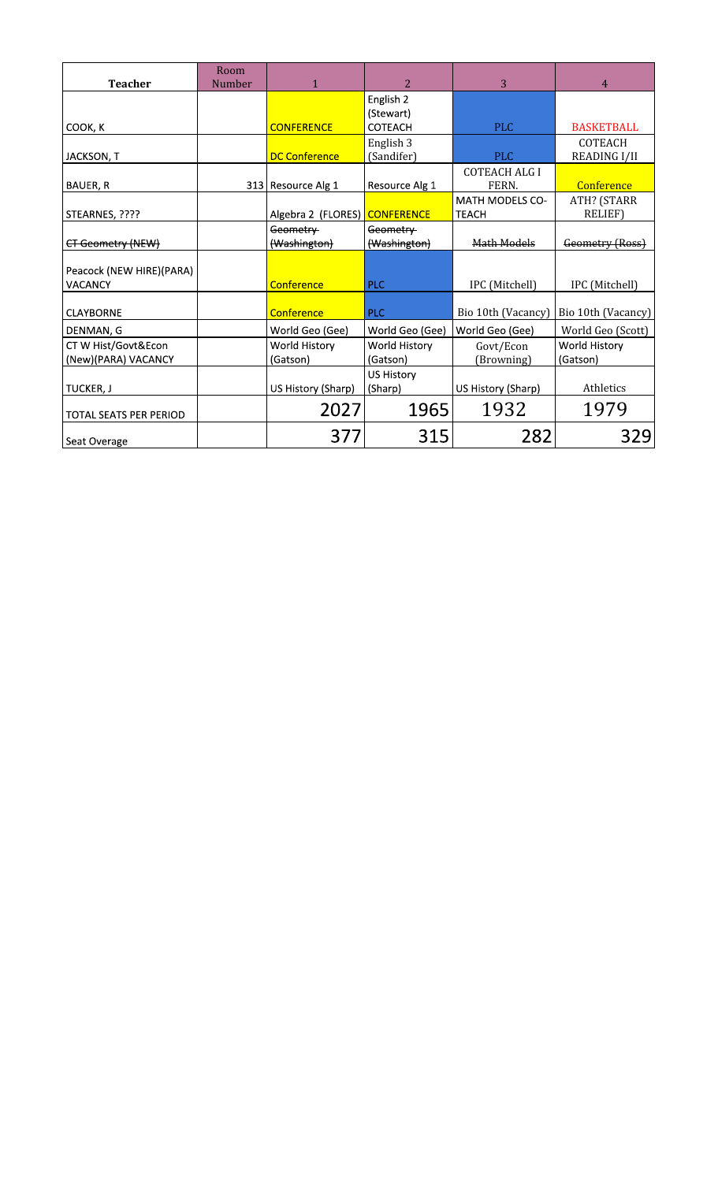| Teacher | Room Number | 1 | 2 | 3 | 4 |
|---|---|---|---|---|---|
| COOK, K | | CONFERENCE | English 2 (Stewart) COTEACH | PLC | BASKETBALL |
| JACKSON, T | | DC Conference | English 3 (Sandifer) | PLC | COTEACH READING I/II |
| BAUER, R | 313 | Resource Alg 1 | Resource Alg 1 | COTEACH ALG I FERN. | Conference |
| STEARNES, ???? | | Algebra 2 (FLORES) | CONFERENCE | MATH MODELS CO-TEACH | ATH? (STARR RELIEF) |
| ~~CT Geometry (NEW)~~ | | ~~Geometry (Washington)~~ | ~~Geometry (Washington)~~ | ~~Math Models~~ | ~~Geometry (Ross)~~ |
| Peacock (NEW HIRE)(PARA) VACANCY | | Conference | PLC | IPC (Mitchell) | IPC (Mitchell) |
| CLAYBORNE | | Conference | PLC | Bio 10th (Vacancy) | Bio 10th (Vacancy) |
| DENMAN, G | | World Geo (Gee) | World Geo (Gee) | World Geo (Gee) | World Geo (Scott) |
| CT W Hist/Govt&Econ (New)(PARA) VACANCY | | World History (Gatson) | World History (Gatson) | Govt/Econ (Browning) | World History (Gatson) |
| TUCKER, J | | US History (Sharp) | US History (Sharp) | US History (Sharp) | Athletics |
| TOTAL SEATS PER PERIOD | | 2027 | 1965 | 1932 | 1979 |
| Seat Overage | | 377 | 315 | 282 | 329 |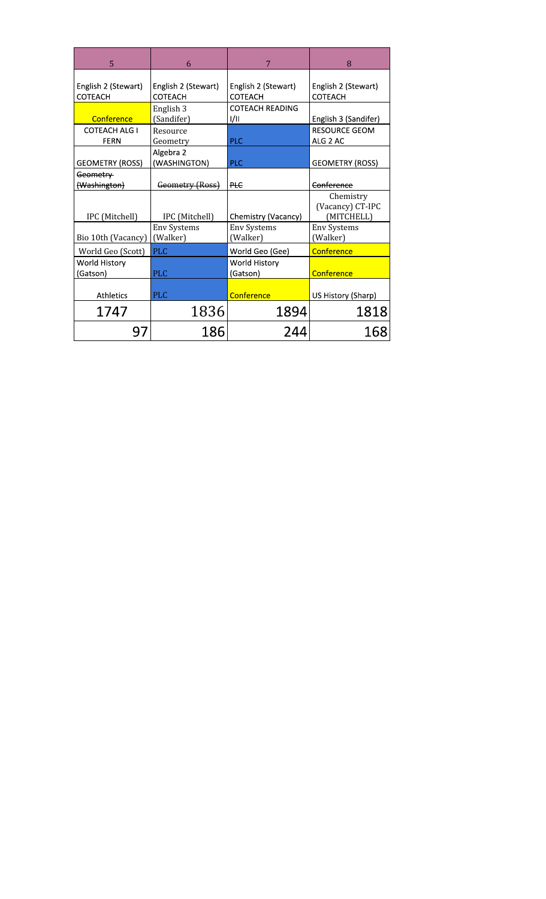| 5 | 6 | 7 | 8 |
|---|---|---|---|
| English 2 (Stewart) COTEACH | English 2 (Stewart) COTEACH | English 2 (Stewart) COTEACH | English 2 (Stewart) COTEACH |
| Conference | English 3 (Sandifer) | COTEACH READING I/II | English 3 (Sandifer) |
| COTEACH ALG I FERN | Resource Geometry | PLC | RESOURCE GEOM ALG 2 AC |
| GEOMETRY (ROSS) | Algebra 2 (WASHINGTON) | PLC | GEOMETRY (ROSS) |
| ~~Geometry (Washington)~~ | ~~Geometry (Ross)~~ | ~~PLC~~ | ~~Conference~~ |
| IPC (Mitchell) | IPC (Mitchell) | Chemistry (Vacancy) | Chemistry (Vacancy) CT-IPC (MITCHELL) |
| Bio 10th (Vacancy) | Env Systems (Walker) | Env Systems (Walker) | Env Systems (Walker) |
| World Geo (Scott) | PLC | World Geo (Gee) | Conference |
| World History (Gatson) | PLC | World History (Gatson) | Conference |
| Athletics | PLC | Conference | US History (Sharp) |
| 1747 | 1836 | 1894 | 1818 |
| 97 | 186 | 244 | 168 |